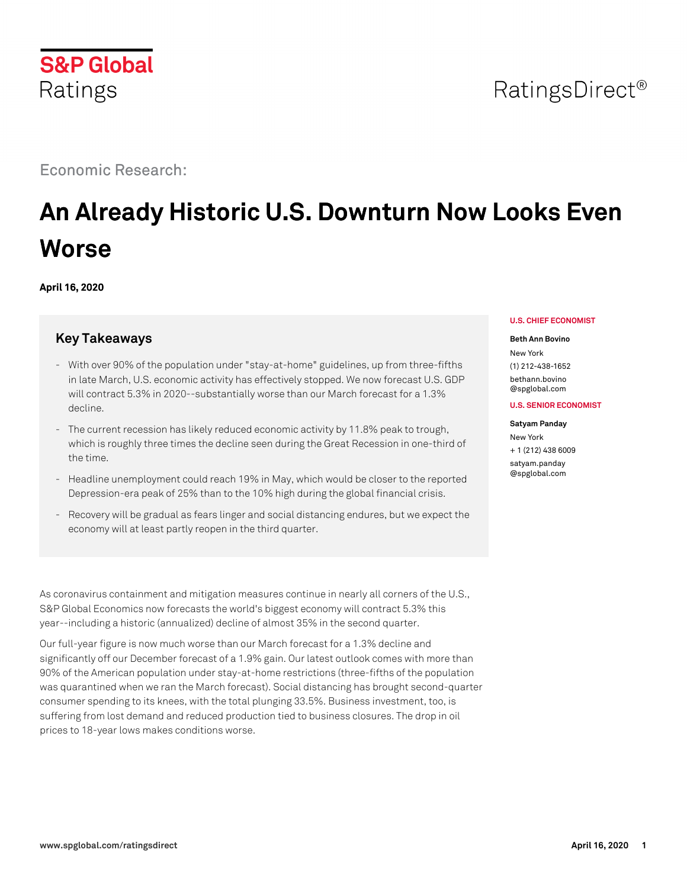S&P Global Ratings

RatingsDirect®

Economic Research:

# An Already Historic U.S. Downturn Now Looks Even Worse

**April 16, 2020**

**U.S. CHIEF ECONOMIST**

**Beth Ann Bovino**
New York
(1) 212-438-1652
bethann.bovino@spglobal.com

**U.S. SENIOR ECONOMIST**

**Satyam Panday**
New York
+ 1 (212) 438 6009
satyam.panday@spglobal.com

## Key Takeaways

- With over 90% of the population under "stay-at-home" guidelines, up from three-fifths in late March, U.S. economic activity has effectively stopped. We now forecast U.S. GDP will contract 5.3% in 2020--substantially worse than our March forecast for a 1.3% decline.
- The current recession has likely reduced economic activity by 11.8% peak to trough, which is roughly three times the decline seen during the Great Recession in one-third of the time.
- Headline unemployment could reach 19% in May, which would be closer to the reported Depression-era peak of 25% than to the 10% high during the global financial crisis.
- Recovery will be gradual as fears linger and social distancing endures, but we expect the economy will at least partly reopen in the third quarter.

As coronavirus containment and mitigation measures continue in nearly all corners of the U.S., S&P Global Economics now forecasts the world's biggest economy will contract 5.3% this year--including a historic (annualized) decline of almost 35% in the second quarter.

Our full-year figure is now much worse than our March forecast for a 1.3% decline and significantly off our December forecast of a 1.9% gain. Our latest outlook comes with more than 90% of the American population under stay-at-home restrictions (three-fifths of the population was quarantined when we ran the March forecast). Social distancing has brought second-quarter consumer spending to its knees, with the total plunging 33.5%. Business investment, too, is suffering from lost demand and reduced production tied to business closures. The drop in oil prices to 18-year lows makes conditions worse.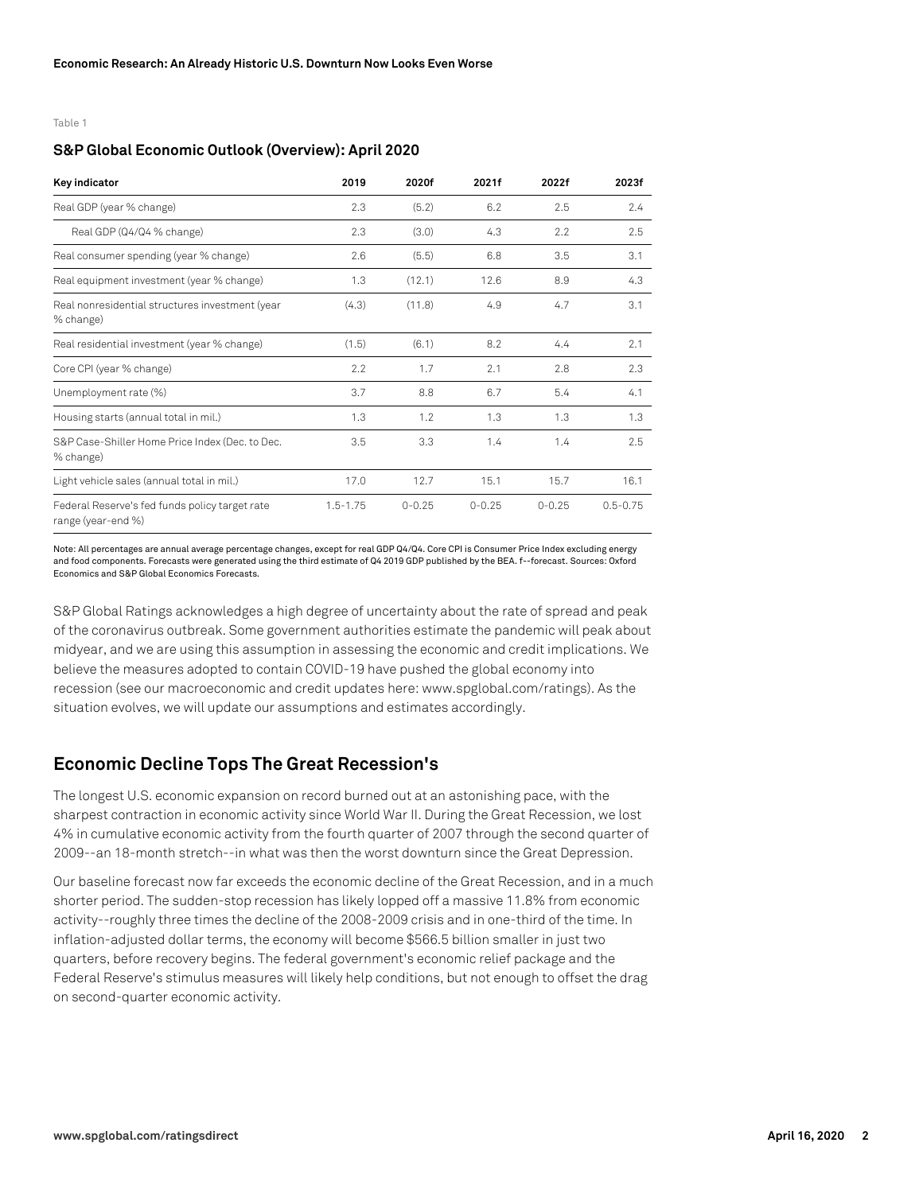Table 1

### S&P Global Economic Outlook (Overview): April 2020

| Key indicator | 2019 | 2020f | 2021f | 2022f | 2023f |
|---|---|---|---|---|---|
| Real GDP (year % change) | 2.3 | (5.2) | 6.2 | 2.5 | 2.4 |
| Real GDP (Q4/Q4 % change) | 2.3 | (3.0) | 4.3 | 2.2 | 2.5 |
| Real consumer spending (year % change) | 2.6 | (5.5) | 6.8 | 3.5 | 3.1 |
| Real equipment investment (year % change) | 1.3 | (12.1) | 12.6 | 8.9 | 4.3 |
| Real nonresidential structures investment (year % change) | (4.3) | (11.8) | 4.9 | 4.7 | 3.1 |
| Real residential investment (year % change) | (1.5) | (6.1) | 8.2 | 4.4 | 2.1 |
| Core CPI (year % change) | 2.2 | 1.7 | 2.1 | 2.8 | 2.3 |
| Unemployment rate (%) | 3.7 | 8.8 | 6.7 | 5.4 | 4.1 |
| Housing starts (annual total in mil.) | 1.3 | 1.2 | 1.3 | 1.3 | 1.3 |
| S&P Case-Shiller Home Price Index (Dec. to Dec. % change) | 3.5 | 3.3 | 1.4 | 1.4 | 2.5 |
| Light vehicle sales (annual total in mil.) | 17.0 | 12.7 | 15.1 | 15.7 | 16.1 |
| Federal Reserve's fed funds policy target rate range (year-end %) | 1.5-1.75 | 0-0.25 | 0-0.25 | 0-0.25 | 0.5-0.75 |

Note: All percentages are annual average percentage changes, except for real GDP Q4/Q4. Core CPI is Consumer Price Index excluding energy and food components. Forecasts were generated using the third estimate of Q4 2019 GDP published by the BEA. f--forecast. Sources: Oxford Economics and S&P Global Economics Forecasts.

S&P Global Ratings acknowledges a high degree of uncertainty about the rate of spread and peak of the coronavirus outbreak. Some government authorities estimate the pandemic will peak about midyear, and we are using this assumption in assessing the economic and credit implications. We believe the measures adopted to contain COVID-19 have pushed the global economy into recession (see our macroeconomic and credit updates here: www.spglobal.com/ratings). As the situation evolves, we will update our assumptions and estimates accordingly.

## Economic Decline Tops The Great Recession's

The longest U.S. economic expansion on record burned out at an astonishing pace, with the sharpest contraction in economic activity since World War II. During the Great Recession, we lost 4% in cumulative economic activity from the fourth quarter of 2007 through the second quarter of 2009--an 18-month stretch--in what was then the worst downturn since the Great Depression.

Our baseline forecast now far exceeds the economic decline of the Great Recession, and in a much shorter period. The sudden-stop recession has likely lopped off a massive 11.8% from economic activity--roughly three times the decline of the 2008-2009 crisis and in one-third of the time. In inflation-adjusted dollar terms, the economy will become $566.5 billion smaller in just two quarters, before recovery begins. The federal government's economic relief package and the Federal Reserve's stimulus measures will likely help conditions, but not enough to offset the drag on second-quarter economic activity.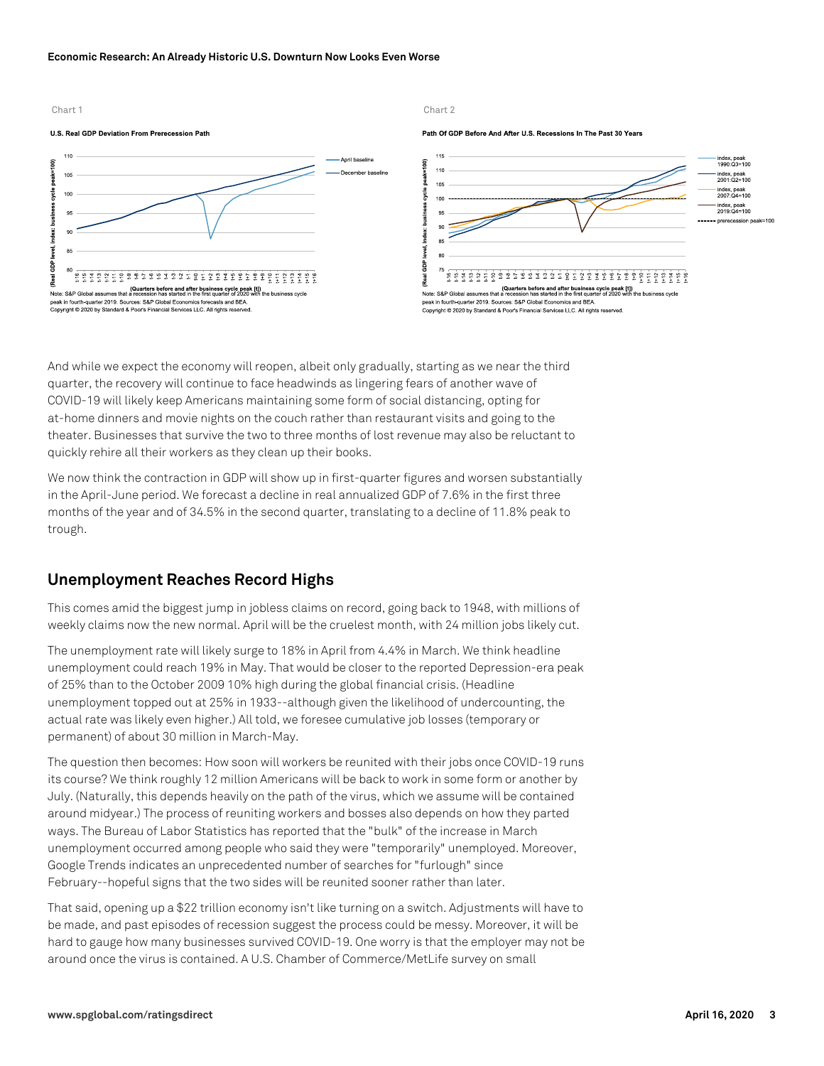Chart 1

**U.S. Real GDP Deviation From Prerecession Path**

Note: S&P Global assumes that a recession has started in the first quarter of 2020 with the business cycle peak in fourth-quarter 2019. Sources: S&P Global Economics forecasts and BEA.
Copyright © 2020 by Standard & Poor's Financial Services LLC. All rights reserved.

Chart 2

**Path Of GDP Before And After U.S. Recessions In The Past 30 Years**

Note: S&P Global assumes that a recession has started in the first quarter of 2020 with the business cycle peak in fourth-quarter 2019. Sources: S&P Global Economics and BEA.
Copyright © 2020 by Standard & Poor's Financial Services LLC. All rights reserved.

And while we expect the economy will reopen, albeit only gradually, starting as we near the third quarter, the recovery will continue to face headwinds as lingering fears of another wave of COVID-19 will likely keep Americans maintaining some form of social distancing, opting for at-home dinners and movie nights on the couch rather than restaurant visits and going to the theater. Businesses that survive the two to three months of lost revenue may also be reluctant to quickly rehire all their workers as they clean up their books.

We now think the contraction in GDP will show up in first-quarter figures and worsen substantially in the April-June period. We forecast a decline in real annualized GDP of 7.6% in the first three months of the year and of 34.5% in the second quarter, translating to a decline of 11.8% peak to trough.

## Unemployment Reaches Record Highs

This comes amid the biggest jump in jobless claims on record, going back to 1948, with millions of weekly claims now the new normal. April will be the cruelest month, with 24 million jobs likely cut.

The unemployment rate will likely surge to 18% in April from 4.4% in March. We think headline unemployment could reach 19% in May. That would be closer to the reported Depression-era peak of 25% than to the October 2009 10% high during the global financial crisis. (Headline unemployment topped out at 25% in 1933--although given the likelihood of undercounting, the actual rate was likely even higher.) All told, we foresee cumulative job losses (temporary or permanent) of about 30 million in March-May.

The question then becomes: How soon will workers be reunited with their jobs once COVID-19 runs its course? We think roughly 12 million Americans will be back to work in some form or another by July. (Naturally, this depends heavily on the path of the virus, which we assume will be contained around midyear.) The process of reuniting workers and bosses also depends on how they parted ways. The Bureau of Labor Statistics has reported that the "bulk" of the increase in March unemployment occurred among people who said they were "temporarily" unemployed. Moreover, Google Trends indicates an unprecedented number of searches for "furlough" since February--hopeful signs that the two sides will be reunited sooner rather than later.

That said, opening up a $22 trillion economy isn't like turning on a switch. Adjustments will have to be made, and past episodes of recession suggest the process could be messy. Moreover, it will be hard to gauge how many businesses survived COVID-19. One worry is that the employer may not be around once the virus is contained. A U.S. Chamber of Commerce/MetLife survey on small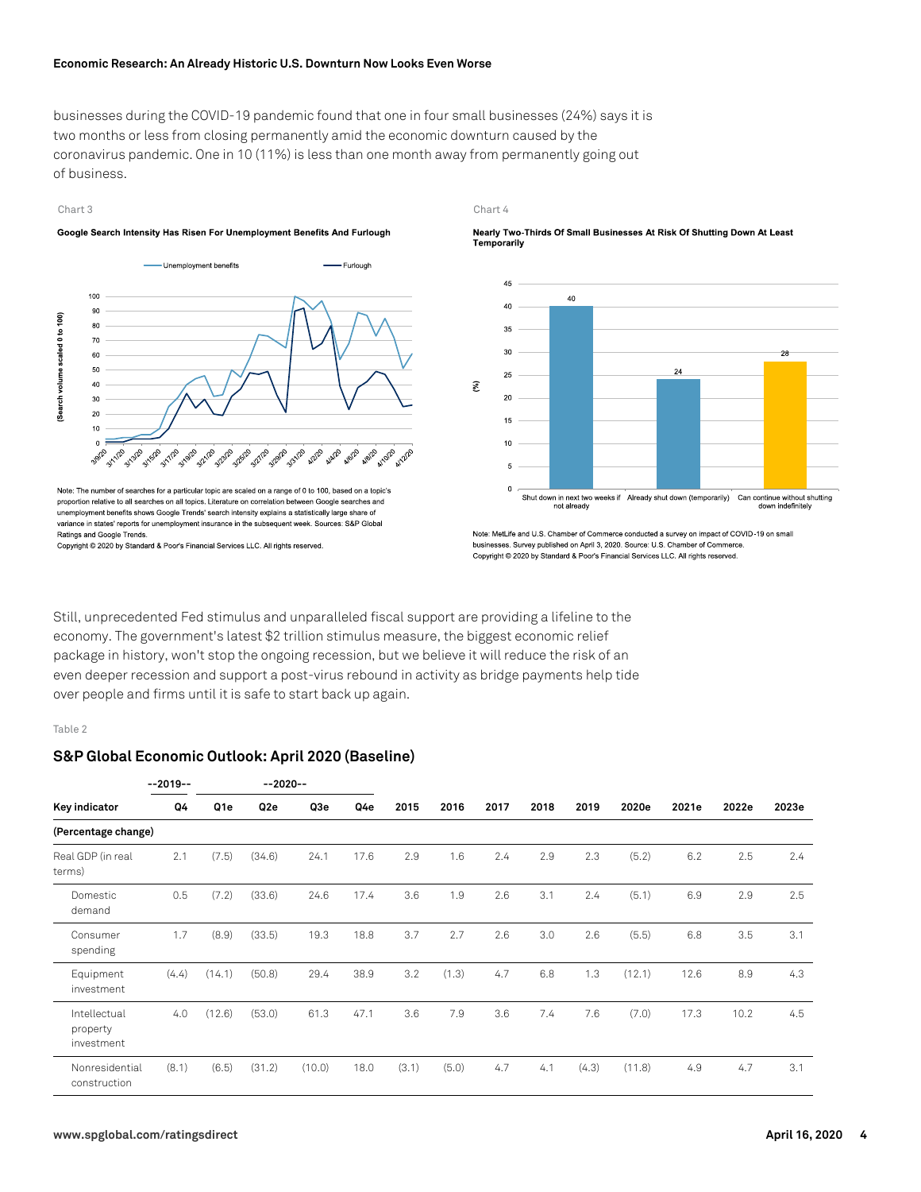businesses during the COVID-19 pandemic found that one in four small businesses (24%) says it is two months or less from closing permanently amid the economic downturn caused by the coronavirus pandemic. One in 10 (11%) is less than one month away from permanently going out of business.

Chart 3

**Google Search Intensity Has Risen For Unemployment Benefits And Furlough**

Note: The number of searches for a particular topic are scaled on a range of 0 to 100, based on a topic's proportion relative to all searches on all topics. Literature on correlation between Google searches and unemployment benefits shows Google Trends' search intensity explains a statistically large share of variance in states' reports for unemployment insurance in the subsequent week. Sources. S&P Global Ratings and Google Trends.
Copyright © 2020 by Standard & Poor's Financial Services LLC. All rights reserved.

Chart 4

**Nearly Two-Thirds Of Small Businesses At Risk Of Shutting Down At Least Temporarily**

Note: MetLife and U.S. Chamber of Commerce conducted a survey on impact of COVID-19 on small businesses. Survey published on April 3, 2020. Source: U.S. Chamber of Commerce.
Copyright © 2020 by Standard & Poor's Financial Services LLC. All rights reserved.

Still, unprecedented Fed stimulus and unparalleled fiscal support are providing a lifeline to the economy. The government's latest $2 trillion stimulus measure, the biggest economic relief package in history, won't stop the ongoing recession, but we believe it will reduce the risk of an even deeper recession and support a post-virus rebound in activity as bridge payments help tide over people and firms until it is safe to start back up again.

Table 2

## S&P Global Economic Outlook: April 2020 (Baseline)

| | --2019-- | --2020-- | | | | | | | | | | | | |
|---|---|---|---|---|---|---|---|---|---|---|---|---|---|---|
| **Key indicator** | **Q4** | **Q1e** | **Q2e** | **Q3e** | **Q4e** | **2015** | **2016** | **2017** | **2018** | **2019** | **2020e** | **2021e** | **2022e** | **2023e** |
| **(Percentage change)** | | | | | | | | | | | | | | |
| Real GDP (in real terms) | 2.1 | (7.5) | (34.6) | 24.1 | 17.6 | 2.9 | 1.6 | 2.4 | 2.9 | 2.3 | (5.2) | 6.2 | 2.5 | 2.4 |
| Domestic demand | 0.5 | (7.2) | (33.6) | 24.6 | 17.4 | 3.6 | 1.9 | 2.6 | 3.1 | 2.4 | (5.1) | 6.9 | 2.9 | 2.5 |
| Consumer spending | 1.7 | (8.9) | (33.5) | 19.3 | 18.8 | 3.7 | 2.7 | 2.6 | 3.0 | 2.6 | (5.5) | 6.8 | 3.5 | 3.1 |
| Equipment investment | (4.4) | (14.1) | (50.8) | 29.4 | 38.9 | 3.2 | (1.3) | 4.7 | 6.8 | 1.3 | (12.1) | 12.6 | 8.9 | 4.3 |
| Intellectual property investment | 4.0 | (12.6) | (53.0) | 61.3 | 47.1 | 3.6 | 7.9 | 3.6 | 7.4 | 7.6 | (7.0) | 17.3 | 10.2 | 4.5 |
| Nonresidential construction | (8.1) | (6.5) | (31.2) | (10.0) | 18.0 | (3.1) | (5.0) | 4.7 | 4.1 | (4.3) | (11.8) | 4.9 | 4.7 | 3.1 |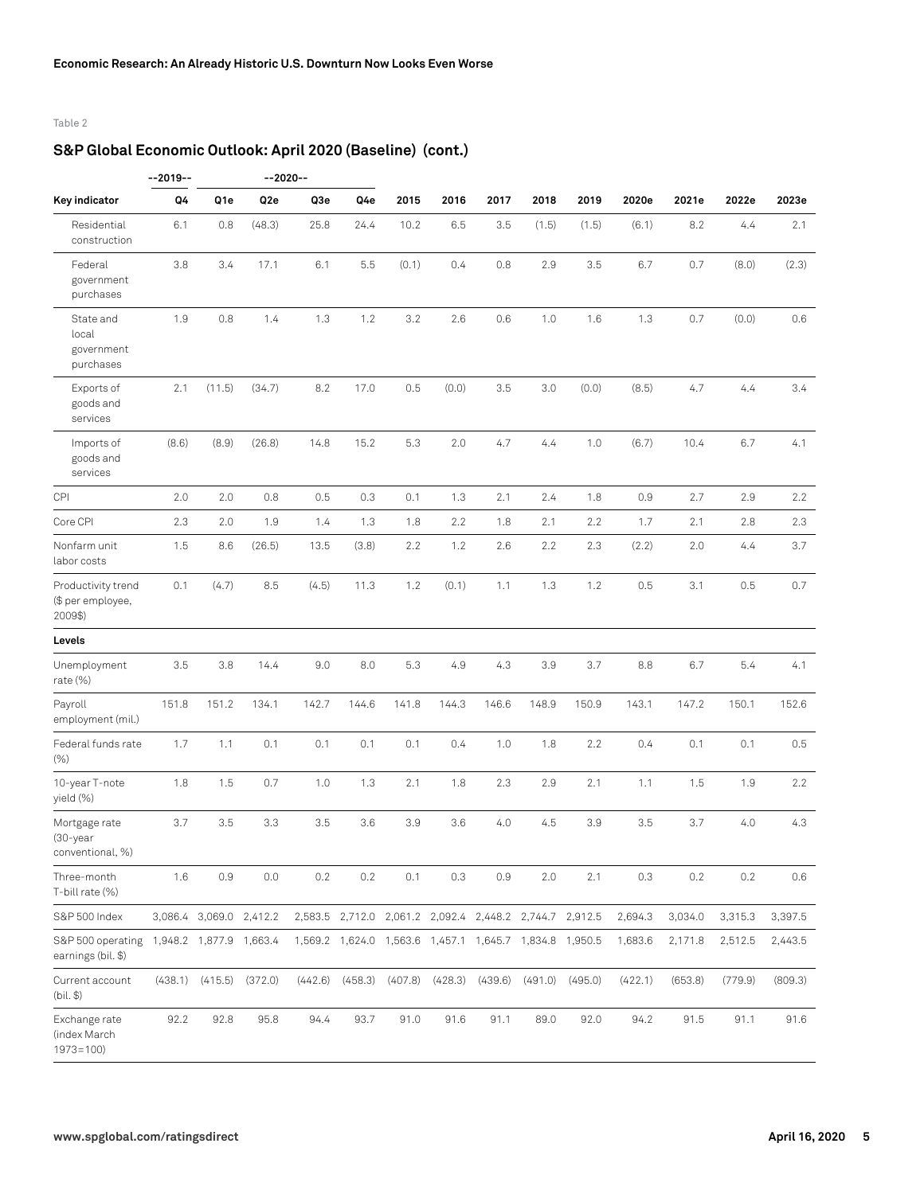Table 2

## S&P Global Economic Outlook: April 2020 (Baseline) (cont.)

| | --2019-- | --2020-- | | | | | | | | | | | | |
|---|---|---|---|---|---|---|---|---|---|---|---|---|---|---|
| **Key indicator** | **Q4** | **Q1e** | **Q2e** | **Q3e** | **Q4e** | **2015** | **2016** | **2017** | **2018** | **2019** | **2020e** | **2021e** | **2022e** | **2023e** |
| Residential construction | 6.1 | 0.8 | (48.3) | 25.8 | 24.4 | 10.2 | 6.5 | 3.5 | (1.5) | (1.5) | (6.1) | 8.2 | 4.4 | 2.1 |
| Federal government purchases | 3.8 | 3.4 | 17.1 | 6.1 | 5.5 | (0.1) | 0.4 | 0.8 | 2.9 | 3.5 | 6.7 | 0.7 | (8.0) | (2.3) |
| State and local government purchases | 1.9 | 0.8 | 1.4 | 1.3 | 1.2 | 3.2 | 2.6 | 0.6 | 1.0 | 1.6 | 1.3 | 0.7 | (0.0) | 0.6 |
| Exports of goods and services | 2.1 | (11.5) | (34.7) | 8.2 | 17.0 | 0.5 | (0.0) | 3.5 | 3.0 | (0.0) | (8.5) | 4.7 | 4.4 | 3.4 |
| Imports of goods and services | (8.6) | (8.9) | (26.8) | 14.8 | 15.2 | 5.3 | 2.0 | 4.7 | 4.4 | 1.0 | (6.7) | 10.4 | 6.7 | 4.1 |
| CPI | 2.0 | 2.0 | 0.8 | 0.5 | 0.3 | 0.1 | 1.3 | 2.1 | 2.4 | 1.8 | 0.9 | 2.7 | 2.9 | 2.2 |
| Core CPI | 2.3 | 2.0 | 1.9 | 1.4 | 1.3 | 1.8 | 2.2 | 1.8 | 2.1 | 2.2 | 1.7 | 2.1 | 2.8 | 2.3 |
| Nonfarm unit labor costs | 1.5 | 8.6 | (26.5) | 13.5 | (3.8) | 2.2 | 1.2 | 2.6 | 2.2 | 2.3 | (2.2) | 2.0 | 4.4 | 3.7 |
| Productivity trend ($ per employee, 2009$) | 0.1 | (4.7) | 8.5 | (4.5) | 11.3 | 1.2 | (0.1) | 1.1 | 1.3 | 1.2 | 0.5 | 3.1 | 0.5 | 0.7 |
| **Levels** | | | | | | | | | | | | | | |
| Unemployment rate (%) | 3.5 | 3.8 | 14.4 | 9.0 | 8.0 | 5.3 | 4.9 | 4.3 | 3.9 | 3.7 | 8.8 | 6.7 | 5.4 | 4.1 |
| Payroll employment (mil.) | 151.8 | 151.2 | 134.1 | 142.7 | 144.6 | 141.8 | 144.3 | 146.6 | 148.9 | 150.9 | 143.1 | 147.2 | 150.1 | 152.6 |
| Federal funds rate (%) | 1.7 | 1.1 | 0.1 | 0.1 | 0.1 | 0.1 | 0.4 | 1.0 | 1.8 | 2.2 | 0.4 | 0.1 | 0.1 | 0.5 |
| 10-year T-note yield (%) | 1.8 | 1.5 | 0.7 | 1.0 | 1.3 | 2.1 | 1.8 | 2.3 | 2.9 | 2.1 | 1.1 | 1.5 | 1.9 | 2.2 |
| Mortgage rate (30-year conventional, %) | 3.7 | 3.5 | 3.3 | 3.5 | 3.6 | 3.9 | 3.6 | 4.0 | 4.5 | 3.9 | 3.5 | 3.7 | 4.0 | 4.3 |
| Three-month T-bill rate (%) | 1.6 | 0.9 | 0.0 | 0.2 | 0.2 | 0.1 | 0.3 | 0.9 | 2.0 | 2.1 | 0.3 | 0.2 | 0.2 | 0.6 |
| S&P 500 Index | 3,086.4 | 3,069.0 | 2,412.2 | 2,583.5 | 2,712.0 | 2,061.2 | 2,092.4 | 2,448.2 | 2,744.7 | 2,912.5 | 2,694.3 | 3,034.0 | 3,315.3 | 3,397.5 |
| S&P 500 operating earnings (bil. $) | 1,948.2 | 1,877.9 | 1,663.4 | 1,569.2 | 1,624.0 | 1,563.6 | 1,457.1 | 1,645.7 | 1,834.8 | 1,950.5 | 1,683.6 | 2,171.8 | 2,512.5 | 2,443.5 |
| Current account (bil. $) | (438.1) | (415.5) | (372.0) | (442.6) | (458.3) | (407.8) | (428.3) | (439.6) | (491.0) | (495.0) | (422.1) | (653.8) | (779.9) | (809.3) |
| Exchange rate (index March 1973=100) | 92.2 | 92.8 | 95.8 | 94.4 | 93.7 | 91.0 | 91.6 | 91.1 | 89.0 | 92.0 | 94.2 | 91.5 | 91.1 | 91.6 |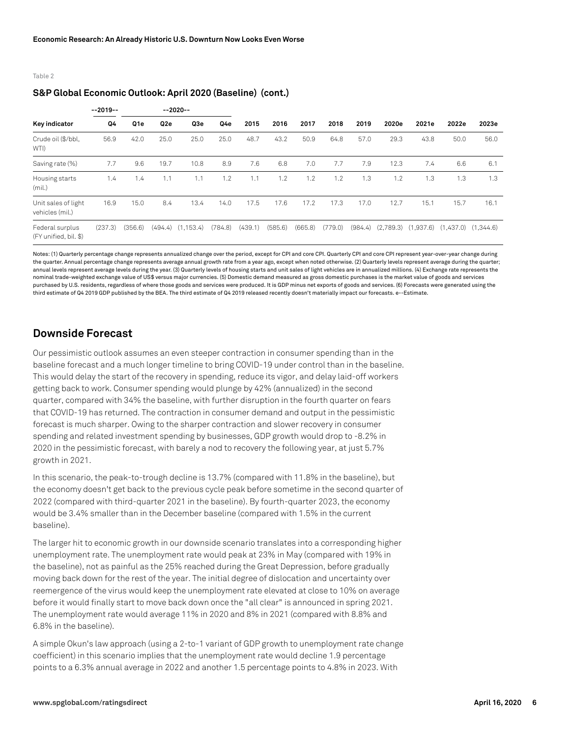Table 2

### S&P Global Economic Outlook: April 2020 (Baseline) (cont.)

| | --2019-- | --2020-- | | | | | | | | | | | | |
|---|---|---|---|---|---|---|---|---|---|---|---|---|---|---|
| Key indicator | Q4 | Q1e | Q2e | Q3e | Q4e | 2015 | 2016 | 2017 | 2018 | 2019 | 2020e | 2021e | 2022e | 2023e |
| Crude oil ($/bbl, WTI) | 56.9 | 42.0 | 25.0 | 25.0 | 25.0 | 48.7 | 43.2 | 50.9 | 64.8 | 57.0 | 29.3 | 43.8 | 50.0 | 56.0 |
| Saving rate (%) | 7.7 | 9.6 | 19.7 | 10.8 | 8.9 | 7.6 | 6.8 | 7.0 | 7.7 | 7.9 | 12.3 | 7.4 | 6.6 | 6.1 |
| Housing starts (mil.) | 1.4 | 1.4 | 1.1 | 1.1 | 1.2 | 1.1 | 1.2 | 1.2 | 1.2 | 1.3 | 1.2 | 1.3 | 1.3 | 1.3 |
| Unit sales of light vehicles (mil.) | 16.9 | 15.0 | 8.4 | 13.4 | 14.0 | 17.5 | 17.6 | 17.2 | 17.3 | 17.0 | 12.7 | 15.1 | 15.7 | 16.1 |
| Federal surplus (FY unified, bil. $) | (237.3) | (356.6) | (494.4) | (1,153.4) | (784.8) | (439.1) | (585.6) | (665.8) | (779.0) | (984.4) | (2,789.3) | (1,937.6) | (1,437.0) | (1,344.6) |

Notes: (1) Quarterly percentage change represents annualized change over the period, except for CPI and core CPI. Quarterly CPI and core CPI represent year-over-year change during the quarter. Annual percentage change represents average annual growth rate from a year ago, except when noted otherwise. (2) Quarterly levels represent average during the quarter; annual levels represent average levels during the year. (3) Quarterly levels of housing starts and unit sales of light vehicles are in annualized millions. (4) Exchange rate represents the nominal trade-weighted exchange value of US$ versus major currencies. (5) Domestic demand measured as gross domestic purchases is the market value of goods and services purchased by U.S. residents, regardless of where those goods and services were produced. It is GDP minus net exports of goods and services. (6) Forecasts were generated using the third estimate of Q4 2019 GDP published by the BEA. The third estimate of Q4 2019 released recently doesn't materially impact our forecasts. e--Estimate.

## Downside Forecast

Our pessimistic outlook assumes an even steeper contraction in consumer spending than in the baseline forecast and a much longer timeline to bring COVID-19 under control than in the baseline. This would delay the start of the recovery in spending, reduce its vigor, and delay laid-off workers getting back to work. Consumer spending would plunge by 42% (annualized) in the second quarter, compared with 34% the baseline, with further disruption in the fourth quarter on fears that COVID-19 has returned. The contraction in consumer demand and output in the pessimistic forecast is much sharper. Owing to the sharper contraction and slower recovery in consumer spending and related investment spending by businesses, GDP growth would drop to -8.2% in 2020 in the pessimistic forecast, with barely a nod to recovery the following year, at just 5.7% growth in 2021.

In this scenario, the peak-to-trough decline is 13.7% (compared with 11.8% in the baseline), but the economy doesn't get back to the previous cycle peak before sometime in the second quarter of 2022 (compared with third-quarter 2021 in the baseline). By fourth-quarter 2023, the economy would be 3.4% smaller than in the December baseline (compared with 1.5% in the current baseline).

The larger hit to economic growth in our downside scenario translates into a corresponding higher unemployment rate. The unemployment rate would peak at 23% in May (compared with 19% in the baseline), not as painful as the 25% reached during the Great Depression, before gradually moving back down for the rest of the year. The initial degree of dislocation and uncertainty over reemergence of the virus would keep the unemployment rate elevated at close to 10% on average before it would finally start to move back down once the "all clear" is announced in spring 2021. The unemployment rate would average 11% in 2020 and 8% in 2021 (compared with 8.8% and 6.8% in the baseline).

A simple Okun's law approach (using a 2-to-1 variant of GDP growth to unemployment rate change coefficient) in this scenario implies that the unemployment rate would decline 1.9 percentage points to a 6.3% annual average in 2022 and another 1.5 percentage points to 4.8% in 2023. With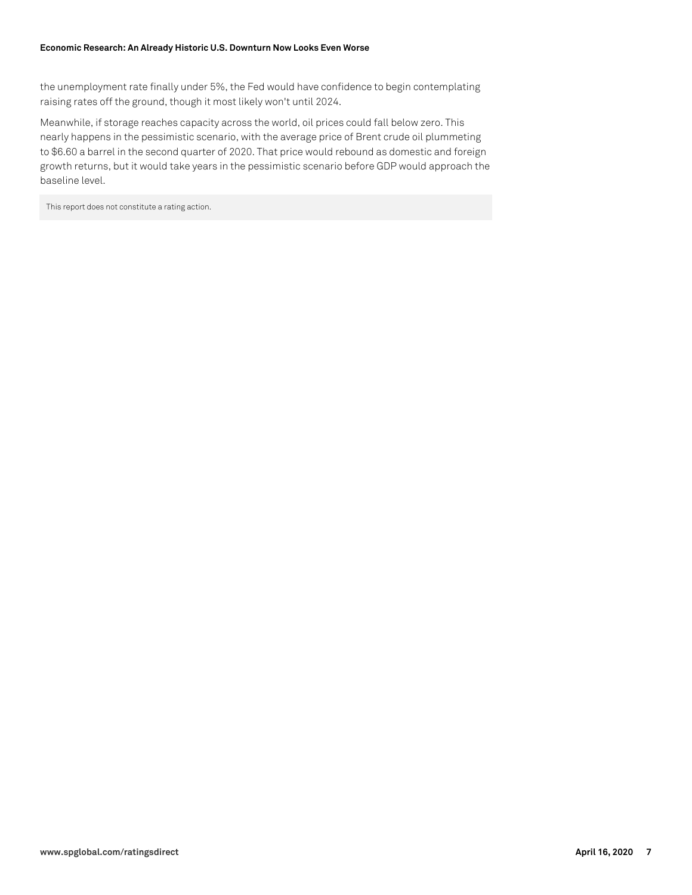the unemployment rate finally under 5%, the Fed would have confidence to begin contemplating raising rates off the ground, though it most likely won't until 2024.

Meanwhile, if storage reaches capacity across the world, oil prices could fall below zero. This nearly happens in the pessimistic scenario, with the average price of Brent crude oil plummeting to $6.60 a barrel in the second quarter of 2020. That price would rebound as domestic and foreign growth returns, but it would take years in the pessimistic scenario before GDP would approach the baseline level.

This report does not constitute a rating action.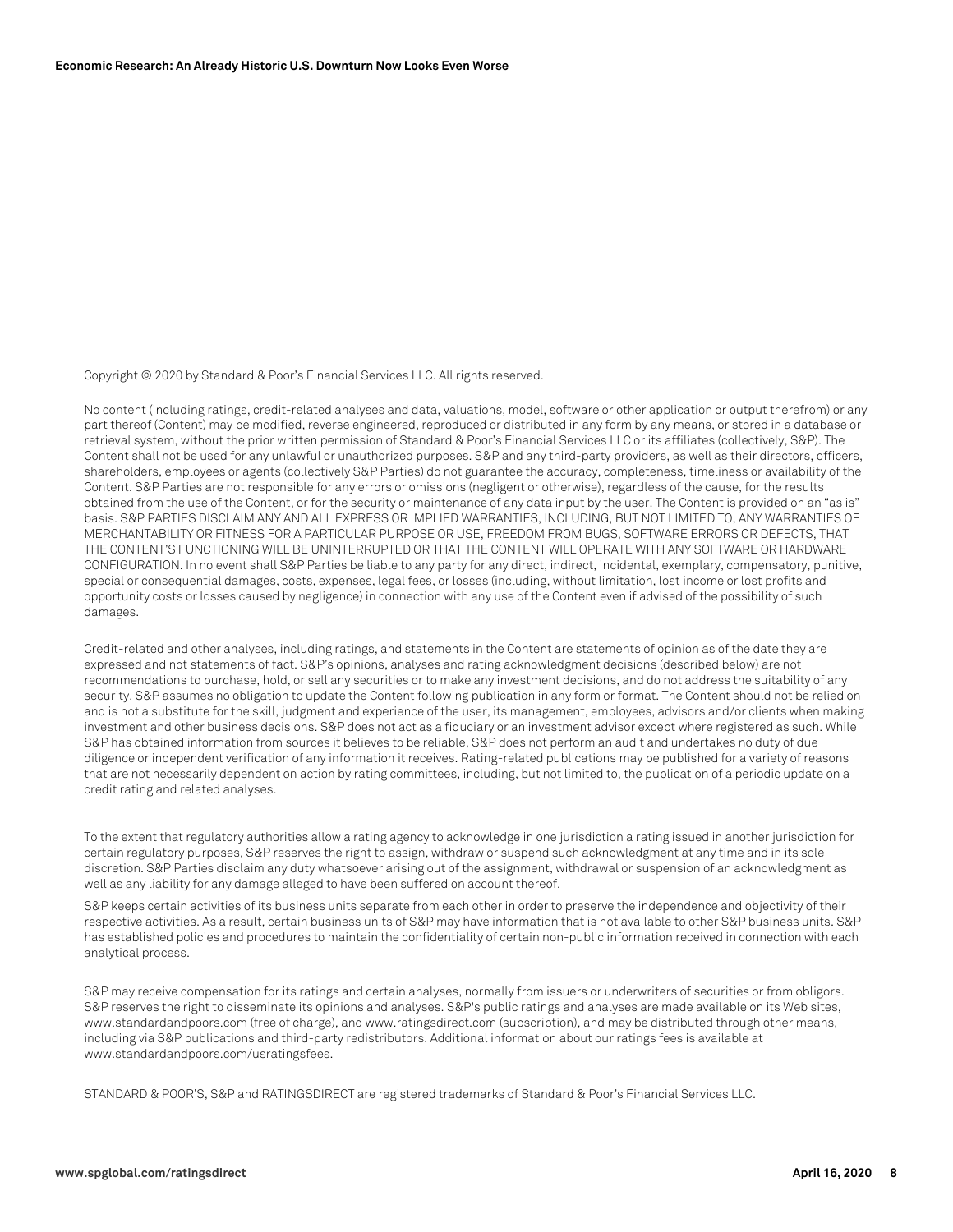Copyright © 2020 by Standard & Poor's Financial Services LLC. All rights reserved.

No content (including ratings, credit-related analyses and data, valuations, model, software or other application or output therefrom) or any part thereof (Content) may be modified, reverse engineered, reproduced or distributed in any form by any means, or stored in a database or retrieval system, without the prior written permission of Standard & Poor's Financial Services LLC or its affiliates (collectively, S&P). The Content shall not be used for any unlawful or unauthorized purposes. S&P and any third-party providers, as well as their directors, officers, shareholders, employees or agents (collectively S&P Parties) do not guarantee the accuracy, completeness, timeliness or availability of the Content. S&P Parties are not responsible for any errors or omissions (negligent or otherwise), regardless of the cause, for the results obtained from the use of the Content, or for the security or maintenance of any data input by the user. The Content is provided on an "as is" basis. S&P PARTIES DISCLAIM ANY AND ALL EXPRESS OR IMPLIED WARRANTIES, INCLUDING, BUT NOT LIMITED TO, ANY WARRANTIES OF MERCHANTABILITY OR FITNESS FOR A PARTICULAR PURPOSE OR USE, FREEDOM FROM BUGS, SOFTWARE ERRORS OR DEFECTS, THAT THE CONTENT'S FUNCTIONING WILL BE UNINTERRUPTED OR THAT THE CONTENT WILL OPERATE WITH ANY SOFTWARE OR HARDWARE CONFIGURATION. In no event shall S&P Parties be liable to any party for any direct, indirect, incidental, exemplary, compensatory, punitive, special or consequential damages, costs, expenses, legal fees, or losses (including, without limitation, lost income or lost profits and opportunity costs or losses caused by negligence) in connection with any use of the Content even if advised of the possibility of such damages.

Credit-related and other analyses, including ratings, and statements in the Content are statements of opinion as of the date they are expressed and not statements of fact. S&P's opinions, analyses and rating acknowledgment decisions (described below) are not recommendations to purchase, hold, or sell any securities or to make any investment decisions, and do not address the suitability of any security. S&P assumes no obligation to update the Content following publication in any form or format. The Content should not be relied on and is not a substitute for the skill, judgment and experience of the user, its management, employees, advisors and/or clients when making investment and other business decisions. S&P does not act as a fiduciary or an investment advisor except where registered as such. While S&P has obtained information from sources it believes to be reliable, S&P does not perform an audit and undertakes no duty of due diligence or independent verification of any information it receives. Rating-related publications may be published for a variety of reasons that are not necessarily dependent on action by rating committees, including, but not limited to, the publication of a periodic update on a credit rating and related analyses.

To the extent that regulatory authorities allow a rating agency to acknowledge in one jurisdiction a rating issued in another jurisdiction for certain regulatory purposes, S&P reserves the right to assign, withdraw or suspend such acknowledgment at any time and in its sole discretion. S&P Parties disclaim any duty whatsoever arising out of the assignment, withdrawal or suspension of an acknowledgment as well as any liability for any damage alleged to have been suffered on account thereof.

S&P keeps certain activities of its business units separate from each other in order to preserve the independence and objectivity of their respective activities. As a result, certain business units of S&P may have information that is not available to other S&P business units. S&P has established policies and procedures to maintain the confidentiality of certain non-public information received in connection with each analytical process.

S&P may receive compensation for its ratings and certain analyses, normally from issuers or underwriters of securities or from obligors. S&P reserves the right to disseminate its opinions and analyses. S&P's public ratings and analyses are made available on its Web sites, www.standardandpoors.com (free of charge), and www.ratingsdirect.com (subscription), and may be distributed through other means, including via S&P publications and third-party redistributors. Additional information about our ratings fees is available at www.standardandpoors.com/usratingsfees.

STANDARD & POOR'S, S&P and RATINGSDIRECT are registered trademarks of Standard & Poor's Financial Services LLC.